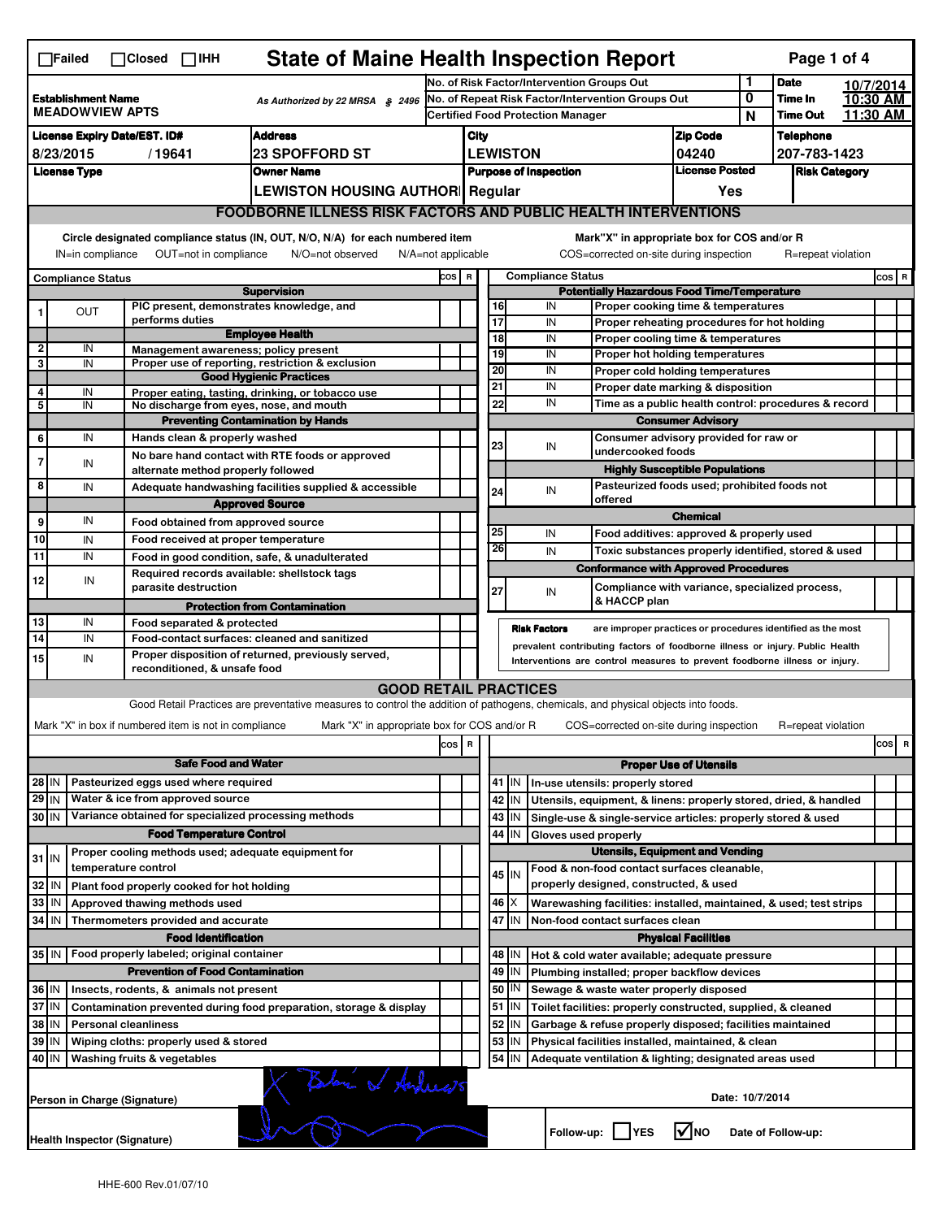# State of Maine Health Inspection Report

☐Failed ☐Closed ☐IHH

| | | | |
|---|---|---|---|
| **Establishment Name** MEADOWVIEW APTS | As Authorized by 22 MRSA § 2496 | No. of Risk Factor/Intervention Groups Out | 1 |
| | | No. of Repeat Risk Factor/Intervention Groups Out | 0 |
| | | Certified Food Protection Manager | N |

**Date** 10/7/2014 **Time In** 10:30 AM **Time Out** 11:30 AM

| License Expiry Date/EST. ID# | Address | City | Zip Code | Telephone |
|---|---|---|---|---|
| 8/23/2015 / 19641 | 23 SPOFFORD ST | LEWISTON | 04240 | 207-783-1423 |

| License Type | Owner Name | Purpose of Inspection | License Posted | Risk Category |
|---|---|---|---|---|
| | LEWISTON HOUSING AUTHOR | Regular | Yes | |

## FOODBORNE ILLNESS RISK FACTORS AND PUBLIC HEALTH INTERVENTIONS

Circle designated compliance status (IN, OUT, N/O, N/A) for each numbered item — IN=in compliance OUT=not in compliance N/O=not observed N/A=not applicable

Mark "X" in appropriate box for COS and/or R — COS=corrected on-site during inspection R=repeat violation

| # | Compliance Status | Item | COS | R |
|---|---|---|---|---|
| | | **Supervision** | | |
| 1 | OUT | PIC present, demonstrates knowledge, and performs duties | | |
| | | **Employee Health** | | |
| 2 | IN | Management awareness; policy present | | |
| 3 | IN | Proper use of reporting, restriction & exclusion | | |
| | | **Good Hygienic Practices** | | |
| 4 | IN | Proper eating, tasting, drinking, or tobacco use | | |
| 5 | IN | No discharge from eyes, nose, and mouth | | |
| | | **Preventing Contamination by Hands** | | |
| 6 | IN | Hands clean & properly washed | | |
| 7 | IN | No bare hand contact with RTE foods or approved alternate method properly followed | | |
| 8 | IN | Adequate handwashing facilities supplied & accessible | | |
| | | **Approved Source** | | |
| 9 | IN | Food obtained from approved source | | |
| 10 | IN | Food received at proper temperature | | |
| 11 | IN | Food in good condition, safe, & unadulterated | | |
| 12 | IN | Required records available: shellstock tags parasite destruction | | |
| | | **Protection from Contamination** | | |
| 13 | IN | Food separated & protected | | |
| 14 | IN | Food-contact surfaces: cleaned and sanitized | | |
| 15 | IN | Proper disposition of returned, previously served, reconditioned, & unsafe food | | |
| | | **Potentially Hazardous Food Time/Temperature** | | |
| 16 | IN | Proper cooking time & temperatures | | |
| 17 | IN | Proper reheating procedures for hot holding | | |
| 18 | IN | Proper cooling time & temperatures | | |
| 19 | IN | Proper hot holding temperatures | | |
| 20 | IN | Proper cold holding temperatures | | |
| 21 | IN | Proper date marking & disposition | | |
| 22 | IN | Time as a public health control: procedures & record | | |
| | | **Consumer Advisory** | | |
| 23 | IN | Consumer advisory provided for raw or undercooked foods | | |
| | | **Highly Susceptible Populations** | | |
| 24 | IN | Pasteurized foods used; prohibited foods not offered | | |
| | | **Chemical** | | |
| 25 | IN | Food additives: approved & properly used | | |
| 26 | IN | Toxic substances properly identified, stored & used | | |
| | | **Conformance with Approved Procedures** | | |
| 27 | IN | Compliance with variance, specialized process, & HACCP plan | | |

**Risk Factors** are improper practices or procedures identified as the most prevalent contributing factors of foodborne illness or injury. Public Health Interventions are control measures to prevent foodborne illness or injury.

## GOOD RETAIL PRACTICES

Good Retail Practices are preventative measures to control the addition of pathogens, chemicals, and physical objects into foods.

Mark "X" in box if numbered item is not in compliance — Mark "X" in appropriate box for COS and/or R — COS=corrected on-site during inspection R=repeat violation

| # | Status | Item | COS | R |
|---|---|---|---|---|
| | | **Safe Food and Water** | | |
| 28 | IN | Pasteurized eggs used where required | | |
| 29 | IN | Water & ice from approved source | | |
| 30 | IN | Variance obtained for specialized processing methods | | |
| | | **Food Temperature Control** | | |
| 31 | IN | Proper cooling methods used; adequate equipment for temperature control | | |
| 32 | IN | Plant food properly cooked for hot holding | | |
| 33 | IN | Approved thawing methods used | | |
| 34 | IN | Thermometers provided and accurate | | |
| | | **Food Identification** | | |
| 35 | IN | Food properly labeled; original container | | |
| | | **Prevention of Food Contamination** | | |
| 36 | IN | Insects, rodents, & animals not present | | |
| 37 | IN | Contamination prevented during food preparation, storage & display | | |
| 38 | IN | Personal cleanliness | | |
| 39 | IN | Wiping cloths: properly used & stored | | |
| 40 | IN | Washing fruits & vegetables | | |
| | | **Proper Use of Utensils** | | |
| 41 | IN | In-use utensils: properly stored | | |
| 42 | IN | Utensils, equipment, & linens: properly stored, dried, & handled | | |
| 43 | IN | Single-use & single-service articles: properly stored & used | | |
| 44 | IN | Gloves used properly | | |
| | | **Utensils, Equipment and Vending** | | |
| 45 | IN | Food & non-food contact surfaces cleanable, properly designed, constructed, & used | | |
| 46 | X | Warewashing facilities: installed, maintained, & used; test strips | | |
| 47 | IN | Non-food contact surfaces clean | | |
| | | **Physical Facilities** | | |
| 48 | IN | Hot & cold water available; adequate pressure | | |
| 49 | IN | Plumbing installed; proper backflow devices | | |
| 50 | IN | Sewage & waste water properly disposed | | |
| 51 | IN | Toilet facilities: properly constructed, supplied, & cleaned | | |
| 52 | IN | Garbage & refuse properly disposed; facilities maintained | | |
| 53 | IN | Physical facilities installed, maintained, & clean | | |
| 54 | IN | Adequate ventilation & lighting; designated areas used | | |

Person in Charge (Signature): [signature] — Date: 10/7/2014

Health Inspector (Signature): [signature] — Follow-up: ☐YES ☑NO — Date of Follow-up:

HHE-600 Rev.01/07/10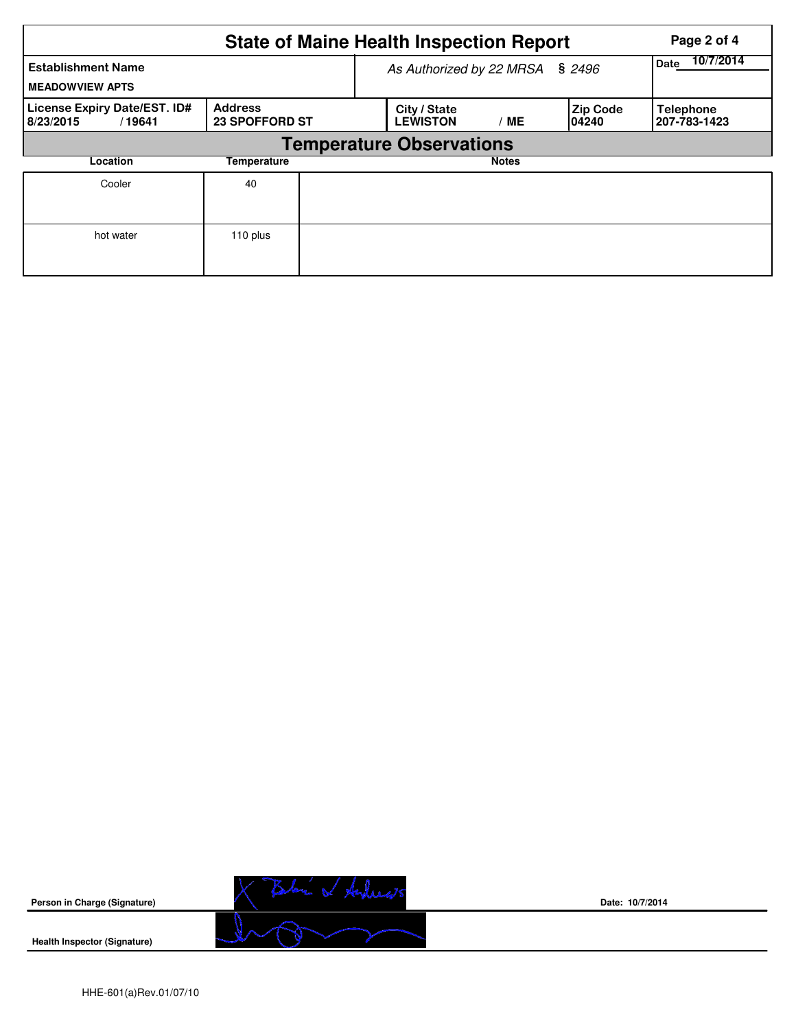# State of Maine Health Inspection Report

| Establishment Name | As Authorized by 22 MRSA § 2496 | | | Date 10/7/2014 |
|---|---|---|---|---|
| MEADOWVIEW APTS | | | | |

| License Expiry Date/EST. ID# | Address | City / State | Zip Code | Telephone |
|---|---|---|---|---|
| 8/23/2015 / 19641 | 23 SPOFFORD ST | LEWISTON / ME | 04240 | 207-783-1423 |

## Temperature Observations

| Location | Temperature | Notes |
|---|---|---|
| Cooler | 40 | |
| hot water | 110 plus | |

**Person in Charge (Signature)** X Blair W Andrews

**Date:** 10/7/2014

**Health Inspector (Signature)**

HHE-601(a)Rev.01/07/10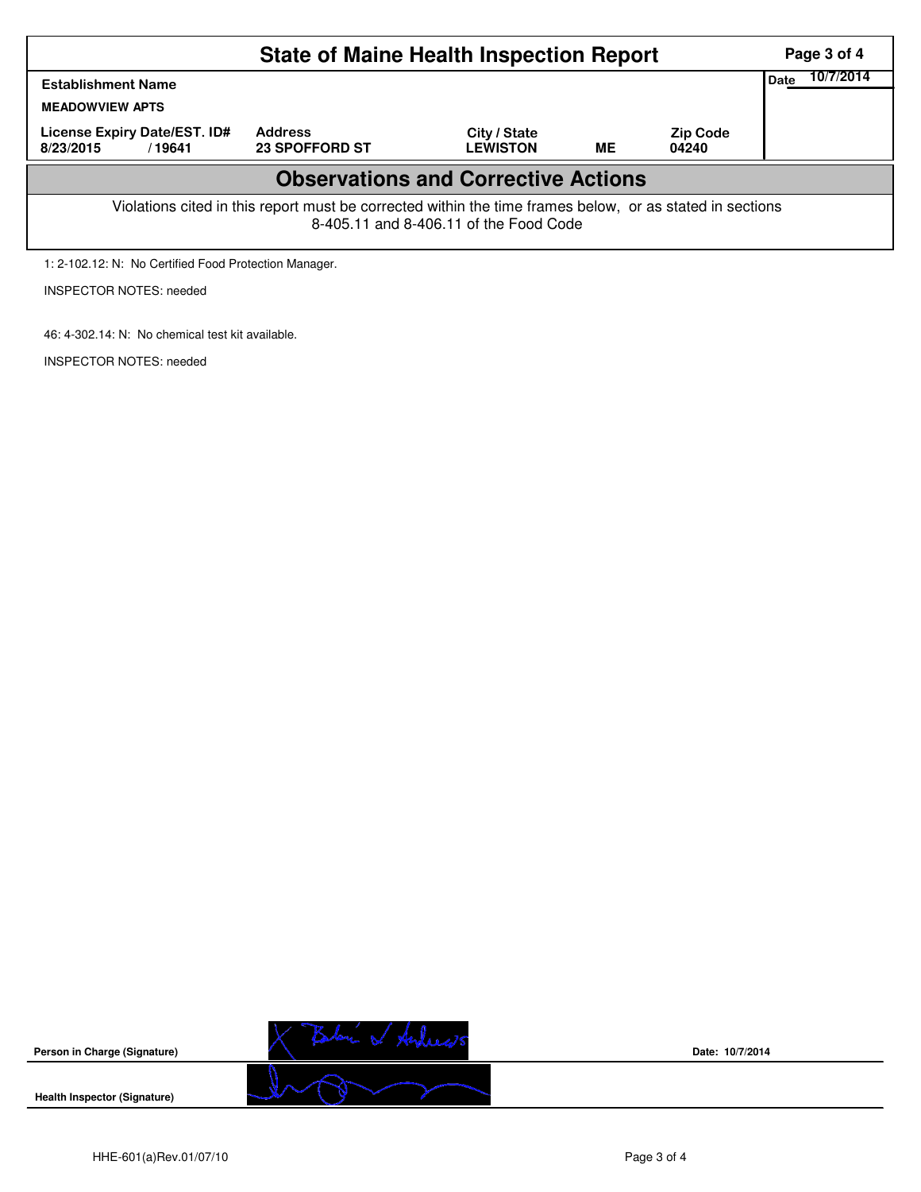# State of Maine Health Inspection Report

| Establishment Name | | | | | Date 10/7/2014 |
|---|---|---|---|---|---|
| **MEADOWVIEW APTS** | | | | | |
| License Expiry Date/EST. ID# | Address | City / State | | Zip Code | |
| 8/23/2015 / 19641 | 23 SPOFFORD ST | LEWISTON | ME | 04240 | |

## Observations and Corrective Actions

Violations cited in this report must be corrected within the time frames below, or as stated in sections 8-405.11 and 8-406.11 of the Food Code

1: 2-102.12: N: No Certified Food Protection Manager.

INSPECTOR NOTES: needed

46: 4-302.14: N: No chemical test kit available.

INSPECTOR NOTES: needed

**Person in Charge (Signature)**

Date: 10/7/2014

**Health Inspector (Signature)**

HHE-601(a)Rev.01/07/10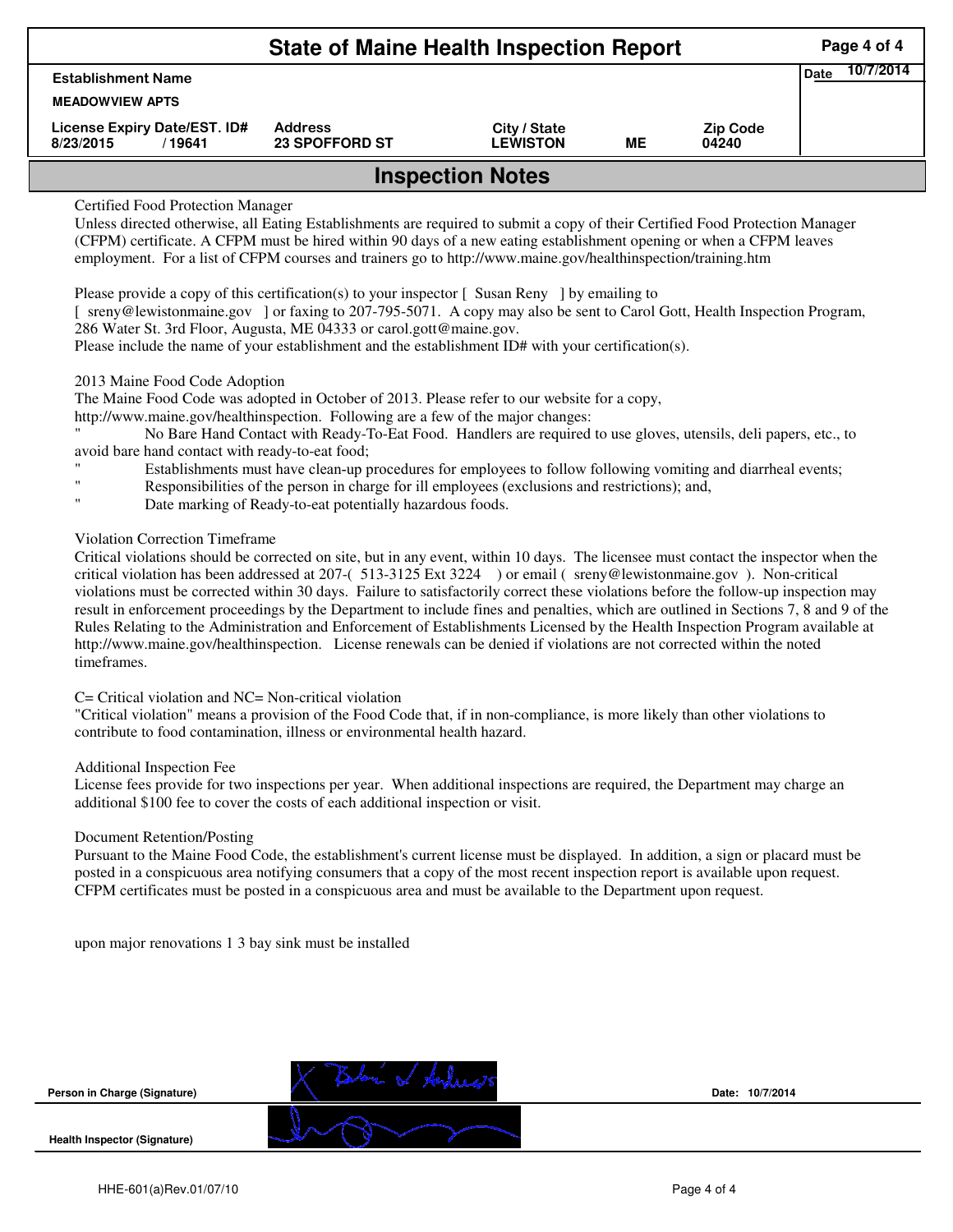# State of Maine Health Inspection Report

| Establishment Name | | | | | Date 10/7/2014 |
|---|---|---|---|---|---|
| MEADOWVIEW APTS | | | | | |
| License Expiry Date/EST. ID# | Address | City / State | | Zip Code | |
| 8/23/2015 / 19641 | 23 SPOFFORD ST | LEWISTON | ME | 04240 | |

## Inspection Notes

Certified Food Protection Manager

Unless directed otherwise, all Eating Establishments are required to submit a copy of their Certified Food Protection Manager (CFPM) certificate. A CFPM must be hired within 90 days of a new eating establishment opening or when a CFPM leaves employment. For a list of CFPM courses and trainers go to http://www.maine.gov/healthinspection/training.htm

Please provide a copy of this certification(s) to your inspector [ Susan Reny ] by emailing to [ sreny@lewistonmaine.gov ] or faxing to 207-795-5071. A copy may also be sent to Carol Gott, Health Inspection Program, 286 Water St. 3rd Floor, Augusta, ME 04333 or carol.gott@maine.gov.
Please include the name of your establishment and the establishment ID# with your certification(s).

2013 Maine Food Code Adoption

The Maine Food Code was adopted in October of 2013. Please refer to our website for a copy, http://www.maine.gov/healthinspection. Following are a few of the major changes:

" No Bare Hand Contact with Ready-To-Eat Food. Handlers are required to use gloves, utensils, deli papers, etc., to avoid bare hand contact with ready-to-eat food;
" Establishments must have clean-up procedures for employees to follow following vomiting and diarrheal events;
" Responsibilities of the person in charge for ill employees (exclusions and restrictions); and,
" Date marking of Ready-to-eat potentially hazardous foods.

Violation Correction Timeframe

Critical violations should be corrected on site, but in any event, within 10 days. The licensee must contact the inspector when the critical violation has been addressed at 207-( 513-3125 Ext 3224 ) or email ( sreny@lewistonmaine.gov ). Non-critical violations must be corrected within 30 days. Failure to satisfactorily correct these violations before the follow-up inspection may result in enforcement proceedings by the Department to include fines and penalties, which are outlined in Sections 7, 8 and 9 of the Rules Relating to the Administration and Enforcement of Establishments Licensed by the Health Inspection Program available at http://www.maine.gov/healthinspection. License renewals can be denied if violations are not corrected within the noted timeframes.

C= Critical violation and NC= Non-critical violation

"Critical violation" means a provision of the Food Code that, if in non-compliance, is more likely than other violations to contribute to food contamination, illness or environmental health hazard.

Additional Inspection Fee

License fees provide for two inspections per year. When additional inspections are required, the Department may charge an additional $100 fee to cover the costs of each additional inspection or visit.

Document Retention/Posting

Pursuant to the Maine Food Code, the establishment's current license must be displayed. In addition, a sign or placard must be posted in a conspicuous area notifying consumers that a copy of the most recent inspection report is available upon request. CFPM certificates must be posted in a conspicuous area and must be available to the Department upon request.

upon major renovations 1 3 bay sink must be installed

Person in Charge (Signature) Date: 10/7/2014

Health Inspector (Signature)

HHE-601(a)Rev.01/07/10